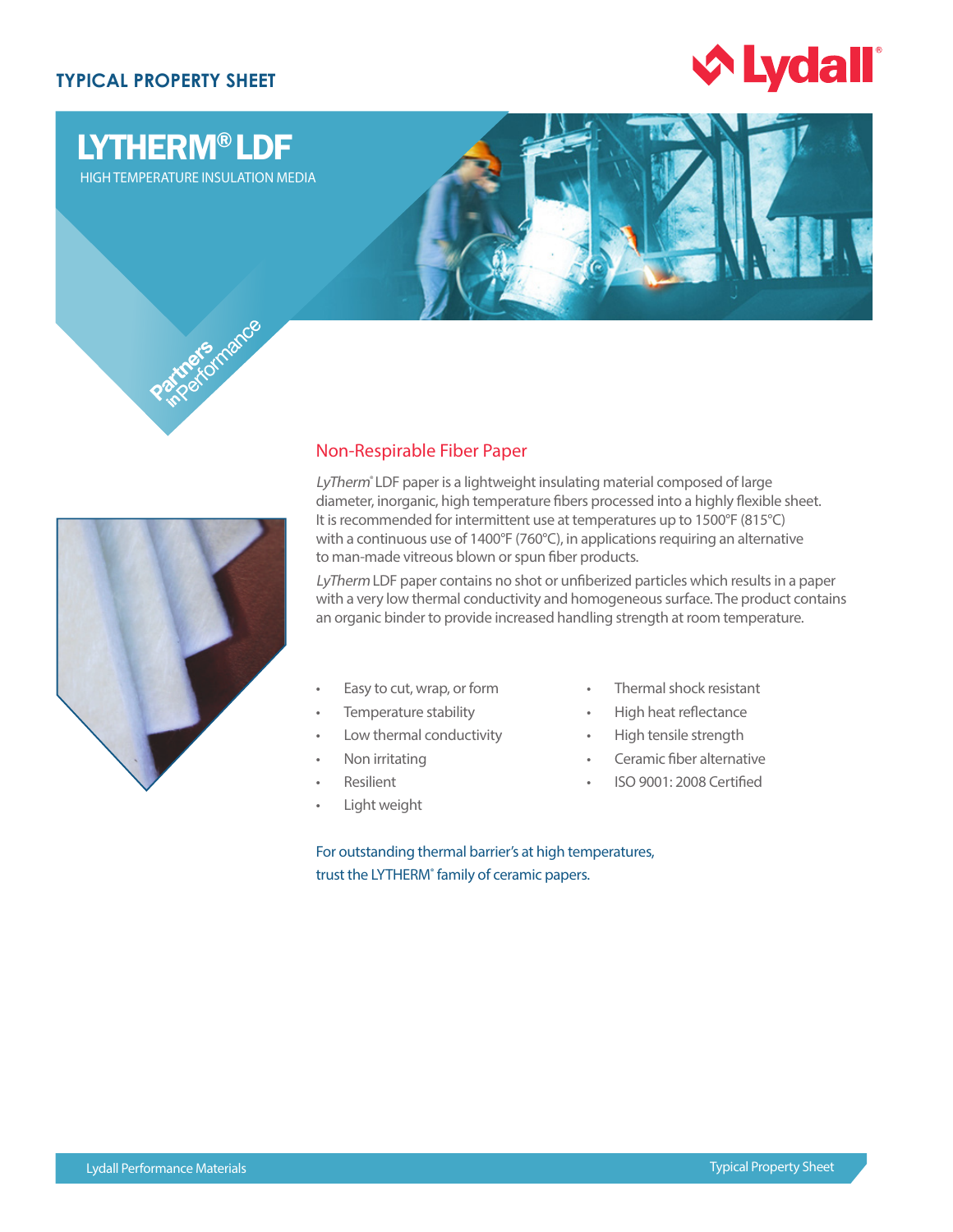TYPICAL PROPERTY SHEET

# LYTHERM® LDF

HIGH TEMPERATURE INSULATION MEDIA

Partners in Performance

## Non-Respirable Fiber Paper

*LyTherm*® LDF paper is a lightweight insulating material composed of large diameter, inorganic, high temperature fibers processed into a highly flexible sheet. It is recommended for intermittent use at temperatures up to 1500°F (815°C) with a continuous use of 1400°F (760°C), in applications requiring an alternative to man-made vitreous blown or spun fiber products.

*LyTherm* LDF paper contains no shot or unfiberized particles which results in a paper with a very low thermal conductivity and homogeneous surface. The product contains an organic binder to provide increased handling strength at room temperature.

- Easy to cut, wrap, or form
- Temperature stability
- Low thermal conductivity
- Non irritating
- Resilient
- Light weight
- Thermal shock resistant
- High heat reflectance
- High tensile strength
- Ceramic fiber alternative
- ISO 9001: 2008 Certified

For outstanding thermal barrier's at high temperatures, trust the LYTHERM® family of ceramic papers.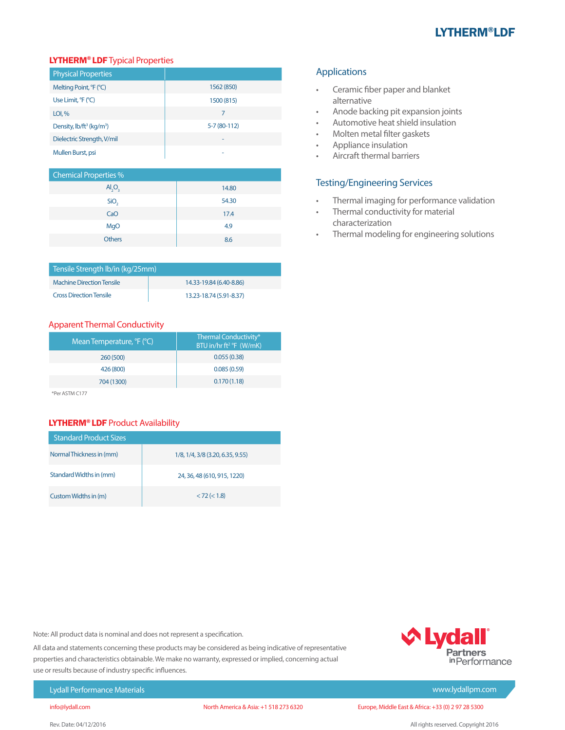## LYTHERM® LDF Typical Properties

| Physical Properties | |
|---|---|
| Melting Point, °F (°C) | 1562 (850) |
| Use Limit, °F (°C) | 1500 (815) |
| LOI, % | 7 |
| Density, lb/ft³ (kg/m³) | 5-7 (80-112) |
| Dielectric Strength, V/mil | - |
| Mullen Burst, psi | - |

| Chemical Properties % | |
|---|---|
| $Al_2O_3$ | 14.80 |
| $SiO_2$ | 54.30 |
| CaO | 17.4 |
| MgO | 4.9 |
| Others | 8.6 |

| Tensile Strength lb/in (kg/25mm) | |
|---|---|
| Machine Direction Tensile | 14.33-19.84 (6.40-8.86) |
| Cross Direction Tensile | 13.23-18.74 (5.91-8.37) |

## Apparent Thermal Conductivity

| Mean Temperature, °F (°C) | Thermal Conductivity* BTU in/hr ft² °F (W/mK) |
|---|---|
| 260 (500) | 0.055 (0.38) |
| 426 (800) | 0.085 (0.59) |
| 704 (1300) | 0.170 (1.18) |

*Per ASTM C177

## LYTHERM® LDF Product Availability

| Standard Product Sizes | |
|---|---|
| Normal Thickness in (mm) | 1/8, 1/4, 3/8 (3.20, 6.35, 9.55) |
| Standard Widths in (mm) | 24, 36, 48 (610, 915, 1220) |
| Custom Widths in (m) | < 72 (< 1.8) |

## Applications

- Ceramic fiber paper and blanket alternative
- Anode backing pit expansion joints
- Automotive heat shield insulation
- Molten metal filter gaskets
- Appliance insulation
- Aircraft thermal barriers

## Testing/Engineering Services

- Thermal imaging for performance validation
- Thermal conductivity for material characterization
- Thermal modeling for engineering solutions

Note: All product data is nominal and does not represent a specification.

All data and statements concerning these products may be considered as being indicative of representative properties and characteristics obtainable. We make no warranty, expressed or implied, concerning actual use or results because of industry specific influences.

Lydall Partners in Performance

Lydall Performance Materials www.lydallpm.com

info@lydall.com North America & Asia: +1 518 273 6320 Europe, Middle East & Africa: +33 (0) 2 97 28 5300

Rev. Date: 04/12/2016 All rights reserved. Copyright 2016